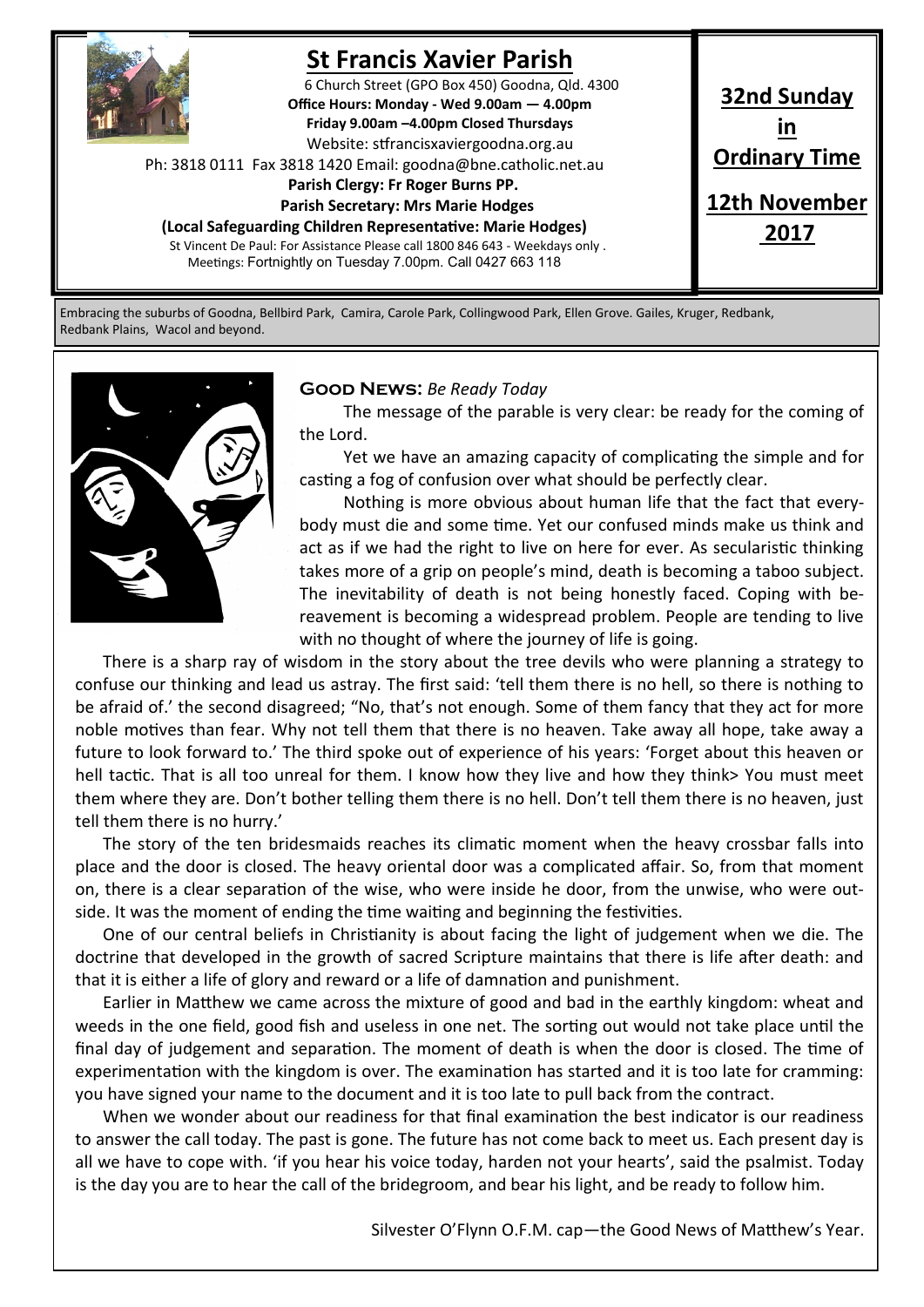# St Francis Xavier Parish

6 Church Street (GPO Box 450) Goodna, Qld. 4300
**Office Hours: Monday - Wed 9.00am — 4.00pm**
**Friday 9.00am –4.00pm Closed Thursdays**
Website: stfrancisxaviergoodna.org.au
Ph: 3818 0111 Fax 3818 1420 Email: goodna@bne.catholic.net.au
**Parish Clergy: Fr Roger Burns PP.**
**Parish Secretary: Mrs Marie Hodges**
**(Local Safeguarding Children Representative: Marie Hodges)**
St Vincent De Paul: For Assistance Please call 1800 846 643 - Weekdays only .
Meetings: Fortnightly on Tuesday 7.00pm. Call 0427 663 118

**32nd Sunday in Ordinary Time**

**12th November 2017**

Embracing the suburbs of Goodna, Bellbird Park, Camira, Carole Park, Collingwood Park, Ellen Grove. Gailes, Kruger, Redbank, Redbank Plains, Wacol and beyond.

## Good News: *Be Ready Today*

The message of the parable is very clear: be ready for the coming of the Lord.

Yet we have an amazing capacity of complicating the simple and for casting a fog of confusion over what should be perfectly clear.

Nothing is more obvious about human life that the fact that everybody must die and some time. Yet our confused minds make us think and act as if we had the right to live on here for ever. As secularistic thinking takes more of a grip on people's mind, death is becoming a taboo subject. The inevitability of death is not being honestly faced. Coping with bereavement is becoming a widespread problem. People are tending to live with no thought of where the journey of life is going.

There is a sharp ray of wisdom in the story about the tree devils who were planning a strategy to confuse our thinking and lead us astray. The first said: 'tell them there is no hell, so there is nothing to be afraid of.' the second disagreed; "No, that's not enough. Some of them fancy that they act for more noble motives than fear. Why not tell them that there is no heaven. Take away all hope, take away a future to look forward to.' The third spoke out of experience of his years: 'Forget about this heaven or hell tactic. That is all too unreal for them. I know how they live and how they think> You must meet them where they are. Don't bother telling them there is no hell. Don't tell them there is no heaven, just tell them there is no hurry.'

The story of the ten bridesmaids reaches its climatic moment when the heavy crossbar falls into place and the door is closed. The heavy oriental door was a complicated affair. So, from that moment on, there is a clear separation of the wise, who were inside he door, from the unwise, who were outside. It was the moment of ending the time waiting and beginning the festivities.

One of our central beliefs in Christianity is about facing the light of judgement when we die. The doctrine that developed in the growth of sacred Scripture maintains that there is life after death: and that it is either a life of glory and reward or a life of damnation and punishment.

Earlier in Matthew we came across the mixture of good and bad in the earthly kingdom: wheat and weeds in the one field, good fish and useless in one net. The sorting out would not take place until the final day of judgement and separation. The moment of death is when the door is closed. The time of experimentation with the kingdom is over. The examination has started and it is too late for cramming: you have signed your name to the document and it is too late to pull back from the contract.

When we wonder about our readiness for that final examination the best indicator is our readiness to answer the call today. The past is gone. The future has not come back to meet us. Each present day is all we have to cope with. 'if you hear his voice today, harden not your hearts', said the psalmist. Today is the day you are to hear the call of the bridegroom, and bear his light, and be ready to follow him.

Silvester O'Flynn O.F.M. cap—the Good News of Matthew's Year.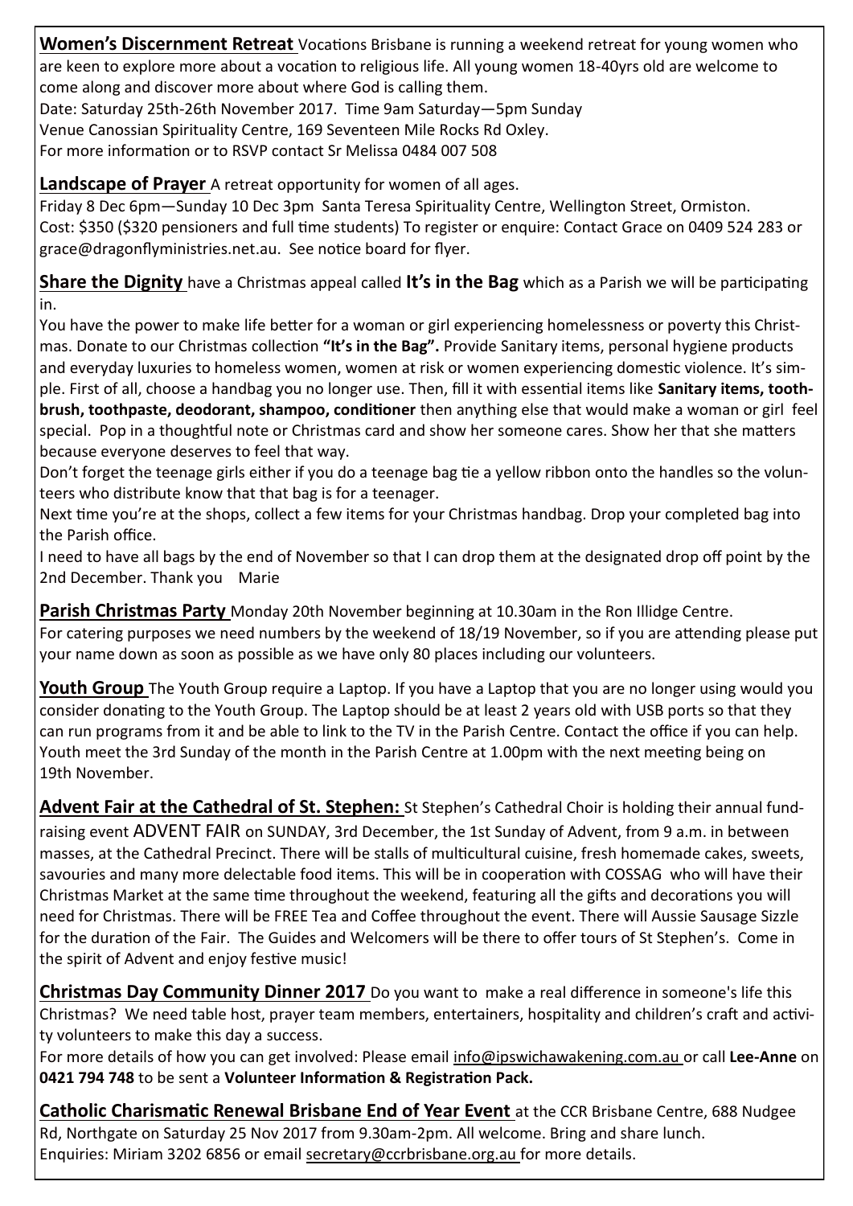**Women's Discernment Retreat** Vocations Brisbane is running a weekend retreat for young women who are keen to explore more about a vocation to religious life. All young women 18-40yrs old are welcome to come along and discover more about where God is calling them.
Date: Saturday 25th-26th November 2017. Time 9am Saturday—5pm Sunday
Venue Canossian Spirituality Centre, 169 Seventeen Mile Rocks Rd Oxley.
For more information or to RSVP contact Sr Melissa 0484 007 508

**Landscape of Prayer** A retreat opportunity for women of all ages.
Friday 8 Dec 6pm—Sunday 10 Dec 3pm Santa Teresa Spirituality Centre, Wellington Street, Ormiston.
Cost: $350 ($320 pensioners and full time students) To register or enquire: Contact Grace on 0409 524 283 or grace@dragonflyministries.net.au. See notice board for flyer.

**Share the Dignity** have a Christmas appeal called **It's in the Bag** which as a Parish we will be participating in.
You have the power to make life better for a woman or girl experiencing homelessness or poverty this Christmas. Donate to our Christmas collection **"It's in the Bag".** Provide Sanitary items, personal hygiene products and everyday luxuries to homeless women, women at risk or women experiencing domestic violence. It's simple. First of all, choose a handbag you no longer use. Then, fill it with essential items like **Sanitary items, toothbrush, toothpaste, deodorant, shampoo, conditioner** then anything else that would make a woman or girl feel special. Pop in a thoughtful note or Christmas card and show her someone cares. Show her that she matters because everyone deserves to feel that way.
Don't forget the teenage girls either if you do a teenage bag tie a yellow ribbon onto the handles so the volunteers who distribute know that that bag is for a teenager.
Next time you're at the shops, collect a few items for your Christmas handbag. Drop your completed bag into the Parish office.
I need to have all bags by the end of November so that I can drop them at the designated drop off point by the 2nd December. Thank you Marie

**Parish Christmas Party** Monday 20th November beginning at 10.30am in the Ron Illidge Centre.
For catering purposes we need numbers by the weekend of 18/19 November, so if you are attending please put your name down as soon as possible as we have only 80 places including our volunteers.

**Youth Group** The Youth Group require a Laptop. If you have a Laptop that you are no longer using would you consider donating to the Youth Group. The Laptop should be at least 2 years old with USB ports so that they can run programs from it and be able to link to the TV in the Parish Centre. Contact the office if you can help. Youth meet the 3rd Sunday of the month in the Parish Centre at 1.00pm with the next meeting being on 19th November.

**Advent Fair at the Cathedral of St. Stephen:** St Stephen's Cathedral Choir is holding their annual fundraising event ADVENT FAIR on SUNDAY, 3rd December, the 1st Sunday of Advent, from 9 a.m. in between masses, at the Cathedral Precinct. There will be stalls of multicultural cuisine, fresh homemade cakes, sweets, savouries and many more delectable food items. This will be in cooperation with COSSAG who will have their Christmas Market at the same time throughout the weekend, featuring all the gifts and decorations you will need for Christmas. There will be FREE Tea and Coffee throughout the event. There will Aussie Sausage Sizzle for the duration of the Fair. The Guides and Welcomers will be there to offer tours of St Stephen's. Come in the spirit of Advent and enjoy festive music!

**Christmas Day Community Dinner 2017** Do you want to make a real difference in someone's life this Christmas? We need table host, prayer team members, entertainers, hospitality and children's craft and activity volunteers to make this day a success.
For more details of how you can get involved: Please email info@ipswichawakening.com.au or call **Lee-Anne** on **0421 794 748** to be sent a **Volunteer Information & Registration Pack.**

**Catholic Charismatic Renewal Brisbane End of Year Event** at the CCR Brisbane Centre, 688 Nudgee Rd, Northgate on Saturday 25 Nov 2017 from 9.30am-2pm. All welcome. Bring and share lunch. Enquiries: Miriam 3202 6856 or email secretary@ccrbrisbane.org.au for more details.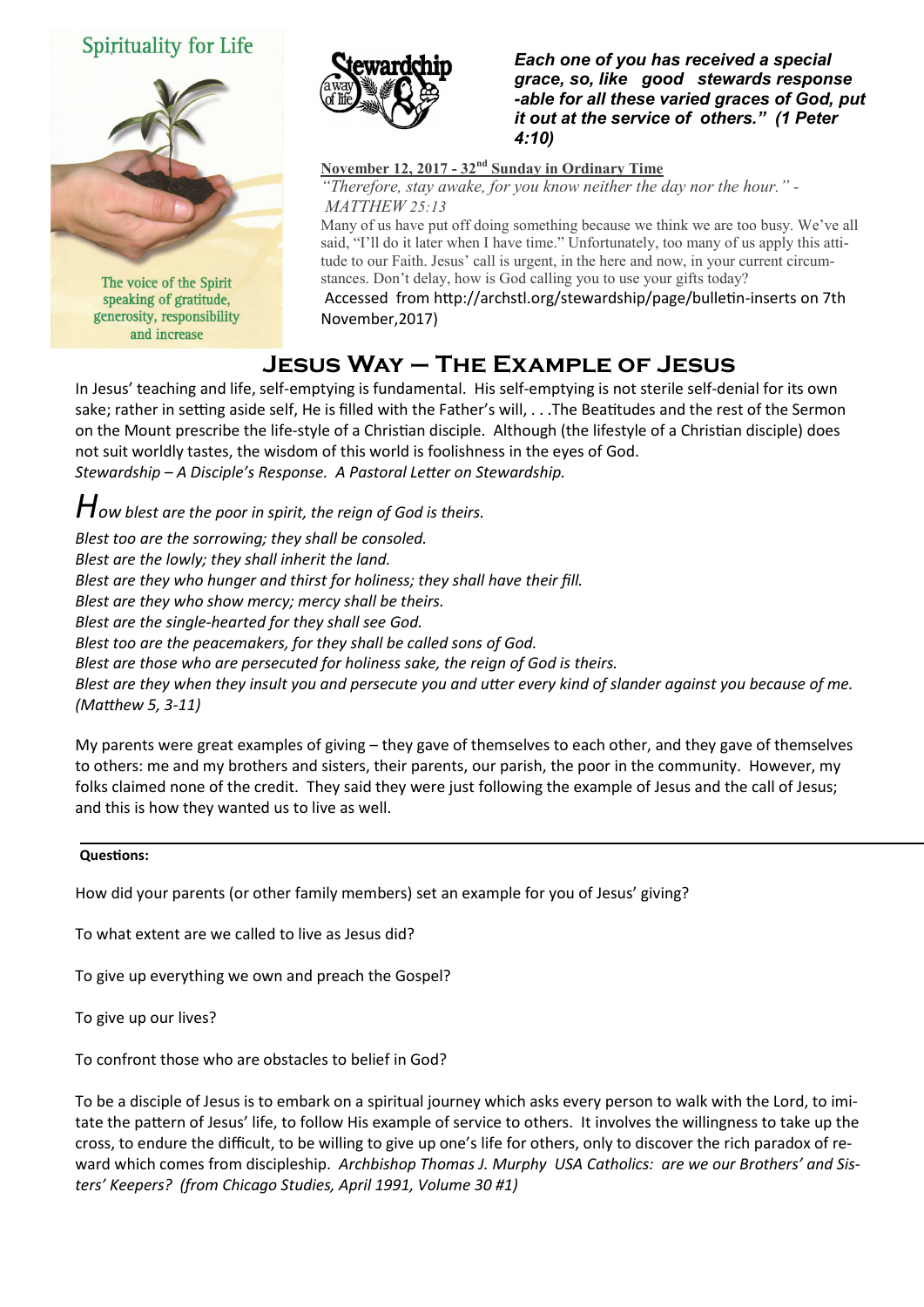Spirituality for Life

The voice of the Spirit speaking of gratitude, generosity, responsibility and increase

Stewardship a way of life

***Each one of you has received a special grace, so, like good stewards response -able for all these varied graces of God, put it out at the service of others." (1 Peter 4:10)***

**November 12, 2017 - 32nd Sunday in Ordinary Time**

*"Therefore, stay awake, for you know neither the day nor the hour." - MATTHEW 25:13*

Many of us have put off doing something because we think we are too busy. We've all said, "I'll do it later when I have time." Unfortunately, too many of us apply this attitude to our Faith. Jesus' call is urgent, in the here and now, in your current circumstances. Don't delay, how is God calling you to use your gifts today?

Accessed from http://archstl.org/stewardship/page/bulletin-inserts on 7th November,2017)

# Jesus Way – The Example of Jesus

In Jesus' teaching and life, self-emptying is fundamental. His self-emptying is not sterile self-denial for its own sake; rather in setting aside self, He is filled with the Father's will, . . .The Beatitudes and the rest of the Sermon on the Mount prescribe the life-style of a Christian disciple. Although (the lifestyle of a Christian disciple) does not suit worldly tastes, the wisdom of this world is foolishness in the eyes of God.
*Stewardship – A Disciple's Response. A Pastoral Letter on Stewardship.*

*How blest are the poor in spirit, the reign of God is theirs.*
*Blest too are the sorrowing; they shall be consoled.*
*Blest are the lowly; they shall inherit the land.*
*Blest are they who hunger and thirst for holiness; they shall have their fill.*
*Blest are they who show mercy; mercy shall be theirs.*
*Blest are the single-hearted for they shall see God.*
*Blest too are the peacemakers, for they shall be called sons of God.*
*Blest are those who are persecuted for holiness sake, the reign of God is theirs.*
*Blest are they when they insult you and persecute you and utter every kind of slander against you because of me. (Matthew 5, 3-11)*

My parents were great examples of giving – they gave of themselves to each other, and they gave of themselves to others: me and my brothers and sisters, their parents, our parish, the poor in the community. However, my folks claimed none of the credit. They said they were just following the example of Jesus and the call of Jesus; and this is how they wanted us to live as well.

---

**Questions:**

How did your parents (or other family members) set an example for you of Jesus' giving?

To what extent are we called to live as Jesus did?

To give up everything we own and preach the Gospel?

To give up our lives?

To confront those who are obstacles to belief in God?

To be a disciple of Jesus is to embark on a spiritual journey which asks every person to walk with the Lord, to imitate the pattern of Jesus' life, to follow His example of service to others. It involves the willingness to take up the cross, to endure the difficult, to be willing to give up one's life for others, only to discover the rich paradox of reward which comes from discipleship. *Archbishop Thomas J. Murphy USA Catholics: are we our Brothers' and Sisters' Keepers? (from Chicago Studies, April 1991, Volume 30 #1)*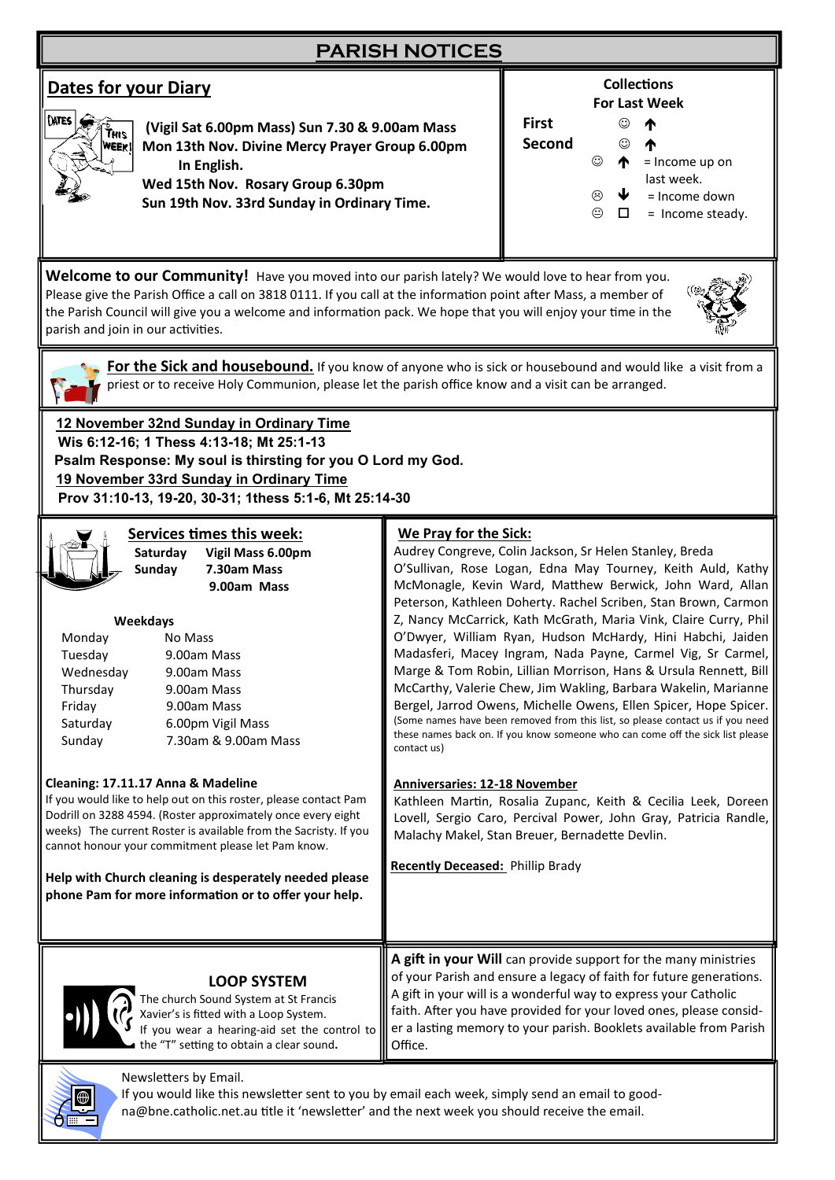# PARISH NOTICES

## Dates for your Diary

**(Vigil Sat 6.00pm Mass) Sun 7.30 & 9.00am Mass**
**Mon 13th Nov. Divine Mercy Prayer Group 6.00pm In English.**
**Wed 15th Nov. Rosary Group 6.30pm**
**Sun 19th Nov. 33rd Sunday in Ordinary Time.**

**Collections For Last Week**

**First** ☺ ↑
**Second** ☺ ↑

☺ ↑ = Income up on last week.
☹ ↓ = Income down
😐 ☐ = Income steady.

**Welcome to our Community!** Have you moved into our parish lately? We would love to hear from you. Please give the Parish Office a call on 3818 0111. If you call at the information point after Mass, a member of the Parish Council will give you a welcome and information pack. We hope that you will enjoy your time in the parish and join in our activities.

**For the Sick and housebound.** If you know of anyone who is sick or housebound and would like a visit from a priest or to receive Holy Communion, please let the parish office know and a visit can be arranged.

**12 November 32nd Sunday in Ordinary Time**
**Wis 6:12-16; 1 Thess 4:13-18; Mt 25:1-13**
**Psalm Response: My soul is thirsting for you O Lord my God.**
**19 November 33rd Sunday in Ordinary Time**
**Prov 31:10-13, 19-20, 30-31; 1thess 5:1-6, Mt 25:14-30**

## Services times this week:

**Saturday** **Vigil Mass 6.00pm**
**Sunday** **7.30am Mass**
**9.00am Mass**

**Weekdays**

| | |
|---|---|
| Monday | No Mass |
| Tuesday | 9.00am Mass |
| Wednesday | 9.00am Mass |
| Thursday | 9.00am Mass |
| Friday | 9.00am Mass |
| Saturday | 6.00pm Vigil Mass |
| Sunday | 7.30am & 9.00am Mass |

**Cleaning: 17.11.17 Anna & Madeline**
If you would like to help out on this roster, please contact Pam Dodrill on 3288 4594. (Roster approximately once every eight weeks) The current Roster is available from the Sacristy. If you cannot honour your commitment please let Pam know.

**Help with Church cleaning is desperately needed please phone Pam for more information or to offer your help.**

## We Pray for the Sick:

Audrey Congreve, Colin Jackson, Sr Helen Stanley, Breda O'Sullivan, Rose Logan, Edna May Tourney, Keith Auld, Kathy McMonagle, Kevin Ward, Matthew Berwick, John Ward, Allan Peterson, Kathleen Doherty. Rachel Scriben, Stan Brown, Carmon Z, Nancy McCarrick, Kath McGrath, Maria Vink, Claire Curry, Phil O'Dwyer, William Ryan, Hudson McHardy, Hini Habchi, Jaiden Madasferi, Macey Ingram, Nada Payne, Carmel Vig, Sr Carmel, Marge & Tom Robin, Lillian Morrison, Hans & Ursula Rennett, Bill McCarthy, Valerie Chew, Jim Wakling, Barbara Wakelin, Marianne Bergel, Jarrod Owens, Michelle Owens, Ellen Spicer, Hope Spicer. (Some names have been removed from this list, so please contact us if you need these names back on. If you know someone who can come off the sick list please contact us)

**Anniversaries: 12-18 November**
Kathleen Martin, Rosalia Zupanc, Keith & Cecilia Leek, Doreen Lovell, Sergio Caro, Percival Power, John Gray, Patricia Randle, Malachy Makel, Stan Breuer, Bernadette Devlin.

**Recently Deceased:** Phillip Brady

## LOOP SYSTEM

The church Sound System at St Francis Xavier's is fitted with a Loop System. If you wear a hearing-aid set the control to the "T" setting to obtain a clear sound.

**A gift in your Will** can provide support for the many ministries of your Parish and ensure a legacy of faith for future generations. A gift in your will is a wonderful way to express your Catholic faith. After you have provided for your loved ones, please consider a lasting memory to your parish. Booklets available from Parish Office.

Newsletters by Email.
If you would like this newsletter sent to you by email each week, simply send an email to goodna@bne.catholic.net.au title it 'newsletter' and the next week you should receive the email.